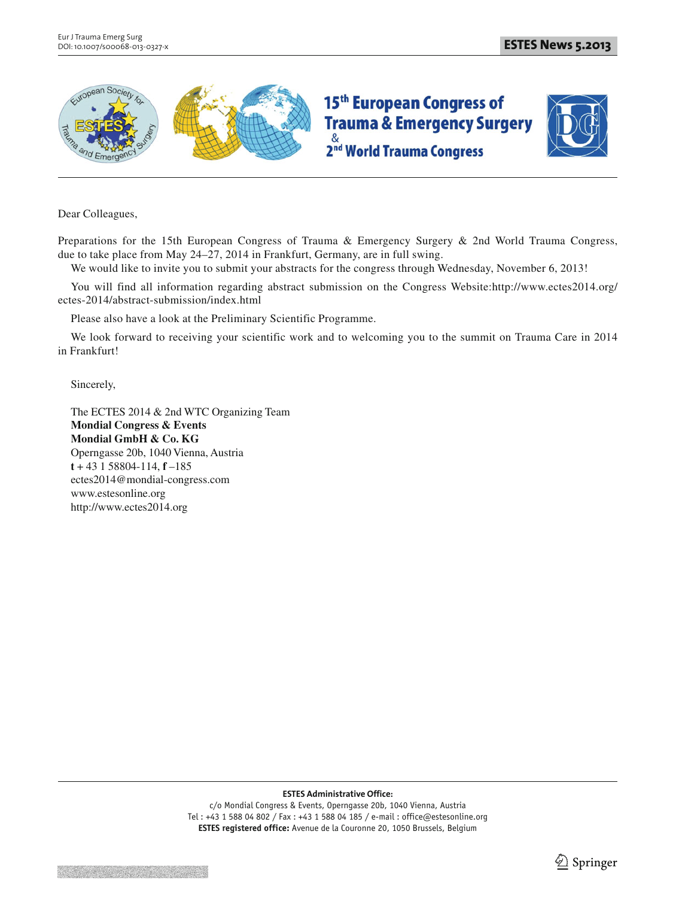# 15th European Congress of Trauma & Emergency Surgery & 2nd World Trauma Congress

Dear Colleagues,

Preparations for the 15th European Congress of Trauma & Emergency Surgery & 2nd World Trauma Congress, due to take place from May 24–27, 2014 in Frankfurt, Germany, are in full swing.

We would like to invite you to submit your abstracts for the congress through Wednesday, November 6, 2013!

You will find all information regarding abstract submission on the Congress Website:http://www.ectes2014.org/ectes-2014/abstract-submission/index.html

Please also have a look at the Preliminary Scientific Programme.

We look forward to receiving your scientific work and to welcoming you to the summit on Trauma Care in 2014 in Frankfurt!

Sincerely,

The ECTES 2014 & 2nd WTC Organizing Team
**Mondial Congress & Events**
**Mondial GmbH & Co. KG**
Operngasse 20b, 1040 Vienna, Austria
**t** + 43 1 58804-114, **f** –185
ectes2014@mondial-congress.com
www.estesonline.org
http://www.ectes2014.org

**ESTES Administrative Office:**
c/o Mondial Congress & Events, Operngasse 20b, 1040 Vienna, Austria
Tel : +43 1 588 04 802 / Fax : +43 1 588 04 185 / e-mail : office@estesonline.org
**ESTES registered office:** Avenue de la Couronne 20, 1050 Brussels, Belgium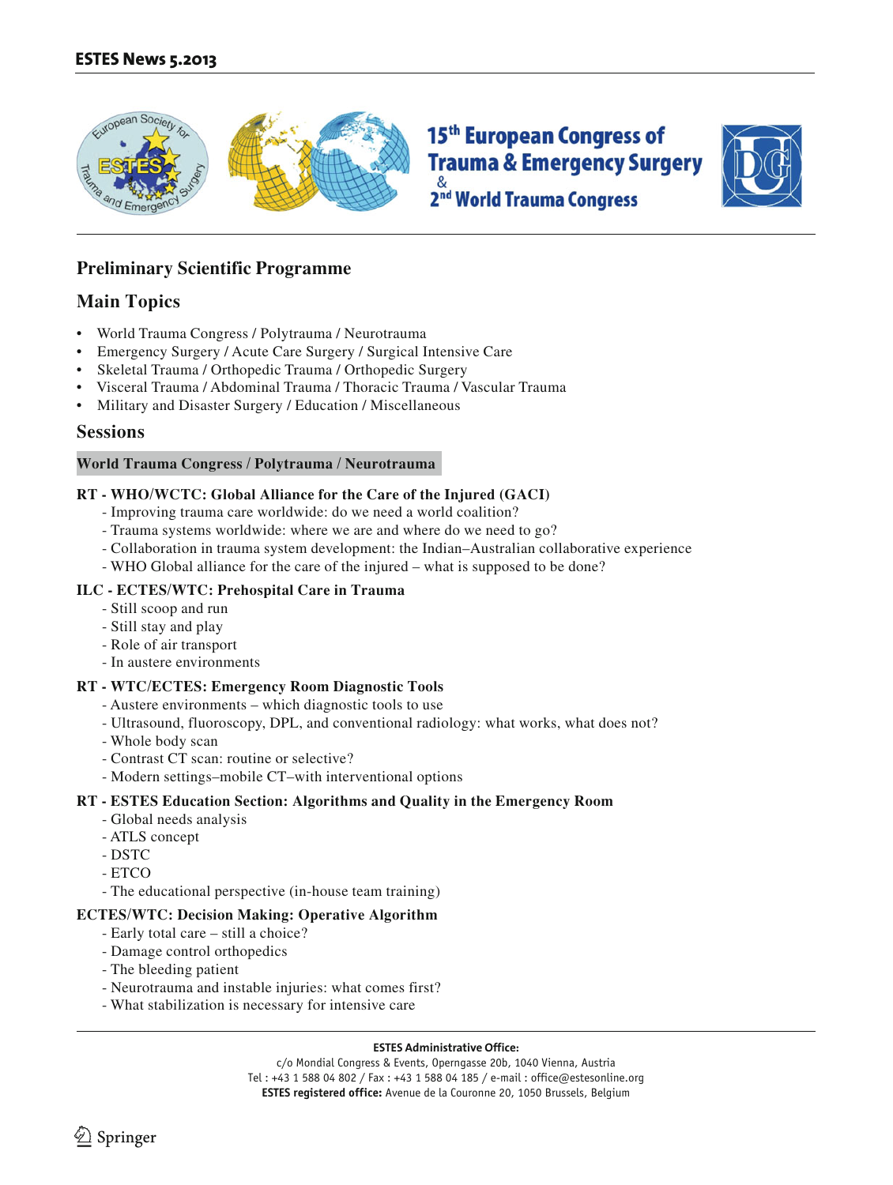15th European Congress of Trauma & Emergency Surgery & 2nd World Trauma Congress

## Preliminary Scientific Programme

## Main Topics

- World Trauma Congress / Polytrauma / Neurotrauma
- Emergency Surgery / Acute Care Surgery / Surgical Intensive Care
- Skeletal Trauma / Orthopedic Trauma / Orthopedic Surgery
- Visceral Trauma / Abdominal Trauma / Thoracic Trauma / Vascular Trauma
- Military and Disaster Surgery / Education / Miscellaneous

## Sessions

### World Trauma Congress / Polytrauma / Neurotrauma

**RT - WHO/WCTC: Global Alliance for the Care of the Injured (GACI)**

- Improving trauma care worldwide: do we need a world coalition?
- Trauma systems worldwide: where we are and where do we need to go?
- Collaboration in trauma system development: the Indian–Australian collaborative experience
- WHO Global alliance for the care of the injured – what is supposed to be done?

**ILC - ECTES/WTC: Prehospital Care in Trauma**

- Still scoop and run
- Still stay and play
- Role of air transport
- In austere environments

**RT - WTC/ECTES: Emergency Room Diagnostic Tools**

- Austere environments – which diagnostic tools to use
- Ultrasound, fluoroscopy, DPL, and conventional radiology: what works, what does not?
- Whole body scan
- Contrast CT scan: routine or selective?
- Modern settings–mobile CT–with interventional options

**RT - ESTES Education Section: Algorithms and Quality in the Emergency Room**

- Global needs analysis
- ATLS concept
- DSTC
- ETCO
- The educational perspective (in-house team training)

**ECTES/WTC: Decision Making: Operative Algorithm**

- Early total care – still a choice?
- Damage control orthopedics
- The bleeding patient
- Neurotrauma and instable injuries: what comes first?
- What stabilization is necessary for intensive care

**ESTES Administrative Office:**
c/o Mondial Congress & Events, Operngasse 20b, 1040 Vienna, Austria
Tel : +43 1 588 04 802 / Fax : +43 1 588 04 185 / e-mail : office@estesonline.org
**ESTES registered office:** Avenue de la Couronne 20, 1050 Brussels, Belgium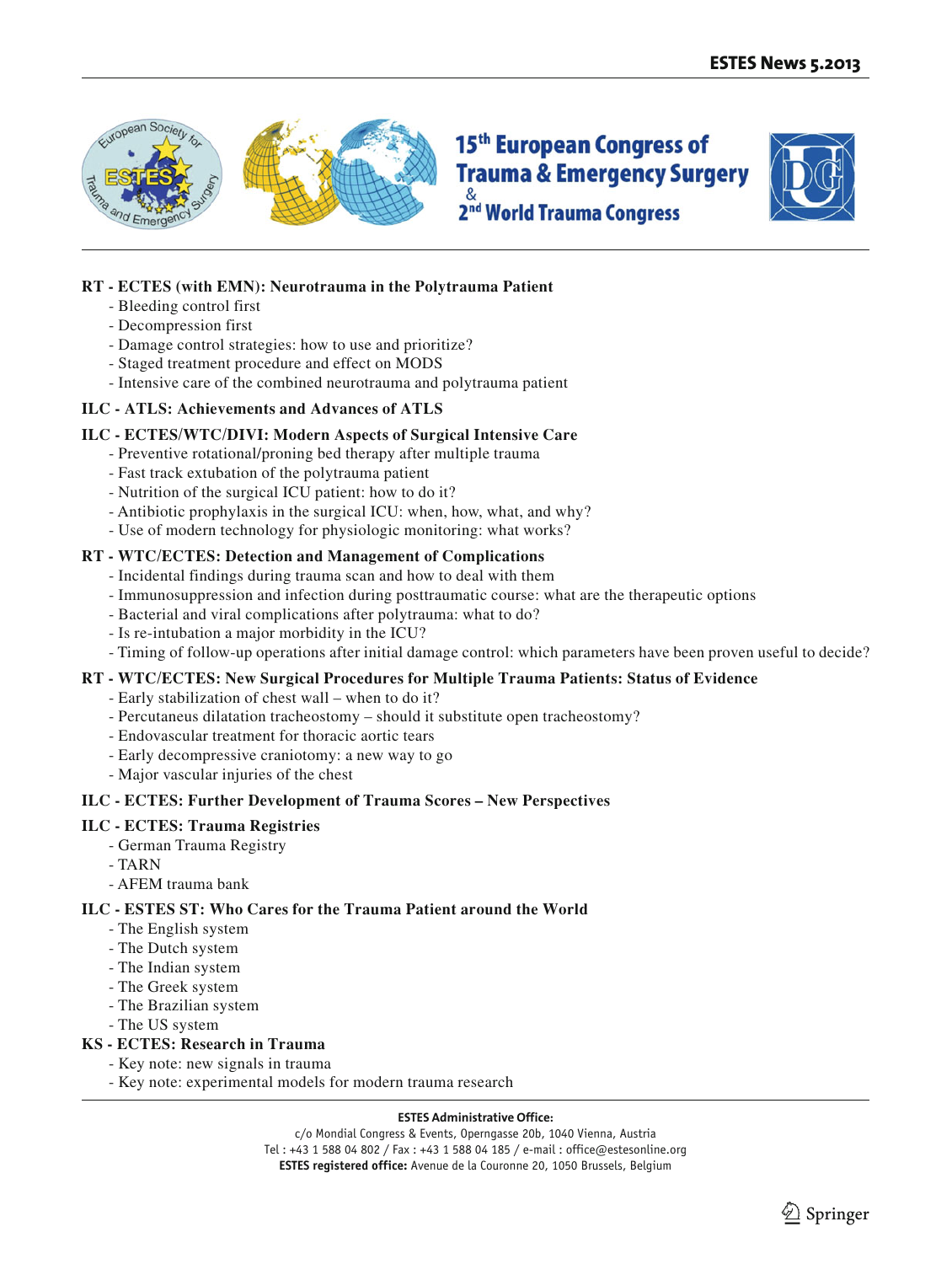**RT - ECTES (with EMN): Neurotrauma in the Polytrauma Patient**

- Bleeding control first
- Decompression first
- Damage control strategies: how to use and prioritize?
- Staged treatment procedure and effect on MODS
- Intensive care of the combined neurotrauma and polytrauma patient

**ILC - ATLS: Achievements and Advances of ATLS**

**ILC - ECTES/WTC/DIVI: Modern Aspects of Surgical Intensive Care**

- Preventive rotational/proning bed therapy after multiple trauma
- Fast track extubation of the polytrauma patient
- Nutrition of the surgical ICU patient: how to do it?
- Antibiotic prophylaxis in the surgical ICU: when, how, what, and why?
- Use of modern technology for physiologic monitoring: what works?

**RT - WTC/ECTES: Detection and Management of Complications**

- Incidental findings during trauma scan and how to deal with them
- Immunosuppression and infection during posttraumatic course: what are the therapeutic options
- Bacterial and viral complications after polytrauma: what to do?
- Is re-intubation a major morbidity in the ICU?
- Timing of follow-up operations after initial damage control: which parameters have been proven useful to decide?

**RT - WTC/ECTES: New Surgical Procedures for Multiple Trauma Patients: Status of Evidence**

- Early stabilization of chest wall – when to do it?
- Percutaneus dilatation tracheostomy – should it substitute open tracheostomy?
- Endovascular treatment for thoracic aortic tears
- Early decompressive craniotomy: a new way to go
- Major vascular injuries of the chest

**ILC - ECTES: Further Development of Trauma Scores – New Perspectives**

**ILC - ECTES: Trauma Registries**

- German Trauma Registry
- TARN
- AFEM trauma bank

**ILC - ESTES ST: Who Cares for the Trauma Patient around the World**

- The English system
- The Dutch system
- The Indian system
- The Greek system
- The Brazilian system
- The US system

**KS - ECTES: Research in Trauma**

- Key note: new signals in trauma
- Key note: experimental models for modern trauma research

**ESTES Administrative Office:**
c/o Mondial Congress & Events, Operngasse 20b, 1040 Vienna, Austria
Tel : +43 1 588 04 802 / Fax : +43 1 588 04 185 / e-mail : office@estesonline.org
**ESTES registered office:** Avenue de la Couronne 20, 1050 Brussels, Belgium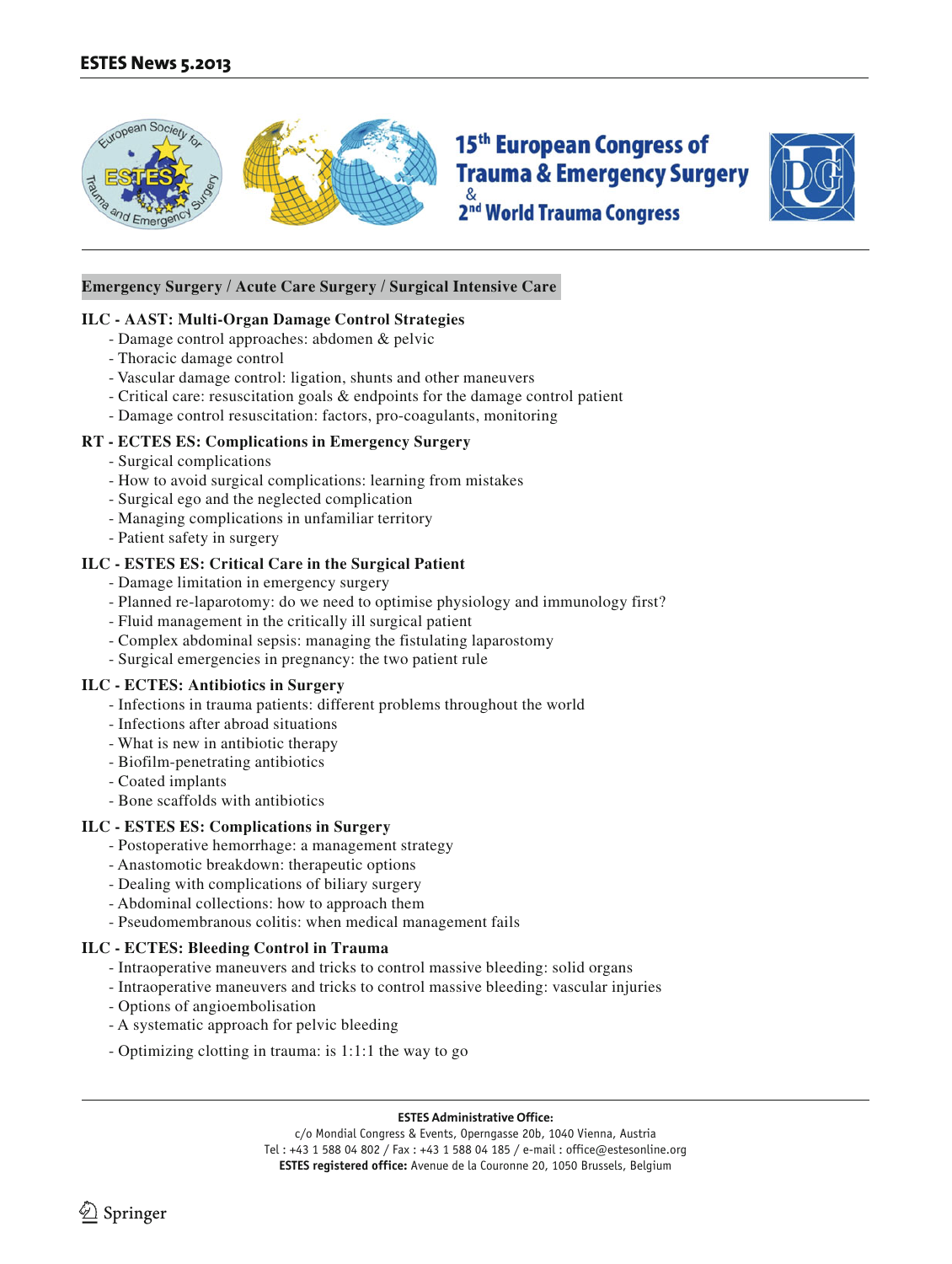# 15th European Congress of Trauma & Emergency Surgery & 2nd World Trauma Congress

## Emergency Surgery / Acute Care Surgery / Surgical Intensive Care

### ILC - AAST: Multi-Organ Damage Control Strategies

- Damage control approaches: abdomen & pelvic
- Thoracic damage control
- Vascular damage control: ligation, shunts and other maneuvers
- Critical care: resuscitation goals & endpoints for the damage control patient
- Damage control resuscitation: factors, pro-coagulants, monitoring

### RT - ECTES ES: Complications in Emergency Surgery

- Surgical complications
- How to avoid surgical complications: learning from mistakes
- Surgical ego and the neglected complication
- Managing complications in unfamiliar territory
- Patient safety in surgery

### ILC - ESTES ES: Critical Care in the Surgical Patient

- Damage limitation in emergency surgery
- Planned re-laparotomy: do we need to optimise physiology and immunology first?
- Fluid management in the critically ill surgical patient
- Complex abdominal sepsis: managing the fistulating laparostomy
- Surgical emergencies in pregnancy: the two patient rule

### ILC - ECTES: Antibiotics in Surgery

- Infections in trauma patients: different problems throughout the world
- Infections after abroad situations
- What is new in antibiotic therapy
- Biofilm-penetrating antibiotics
- Coated implants
- Bone scaffolds with antibiotics

### ILC - ESTES ES: Complications in Surgery

- Postoperative hemorrhage: a management strategy
- Anastomotic breakdown: therapeutic options
- Dealing with complications of biliary surgery
- Abdominal collections: how to approach them
- Pseudomembranous colitis: when medical management fails

### ILC - ECTES: Bleeding Control in Trauma

- Intraoperative maneuvers and tricks to control massive bleeding: solid organs
- Intraoperative maneuvers and tricks to control massive bleeding: vascular injuries
- Options of angioembolisation
- A systematic approach for pelvic bleeding
- Optimizing clotting in trauma: is 1:1:1 the way to go

**ESTES Administrative Office:**
c/o Mondial Congress & Events, Operngasse 20b, 1040 Vienna, Austria
Tel : +43 1 588 04 802 / Fax : +43 1 588 04 185 / e-mail : office@estesonline.org
**ESTES registered office:** Avenue de la Couronne 20, 1050 Brussels, Belgium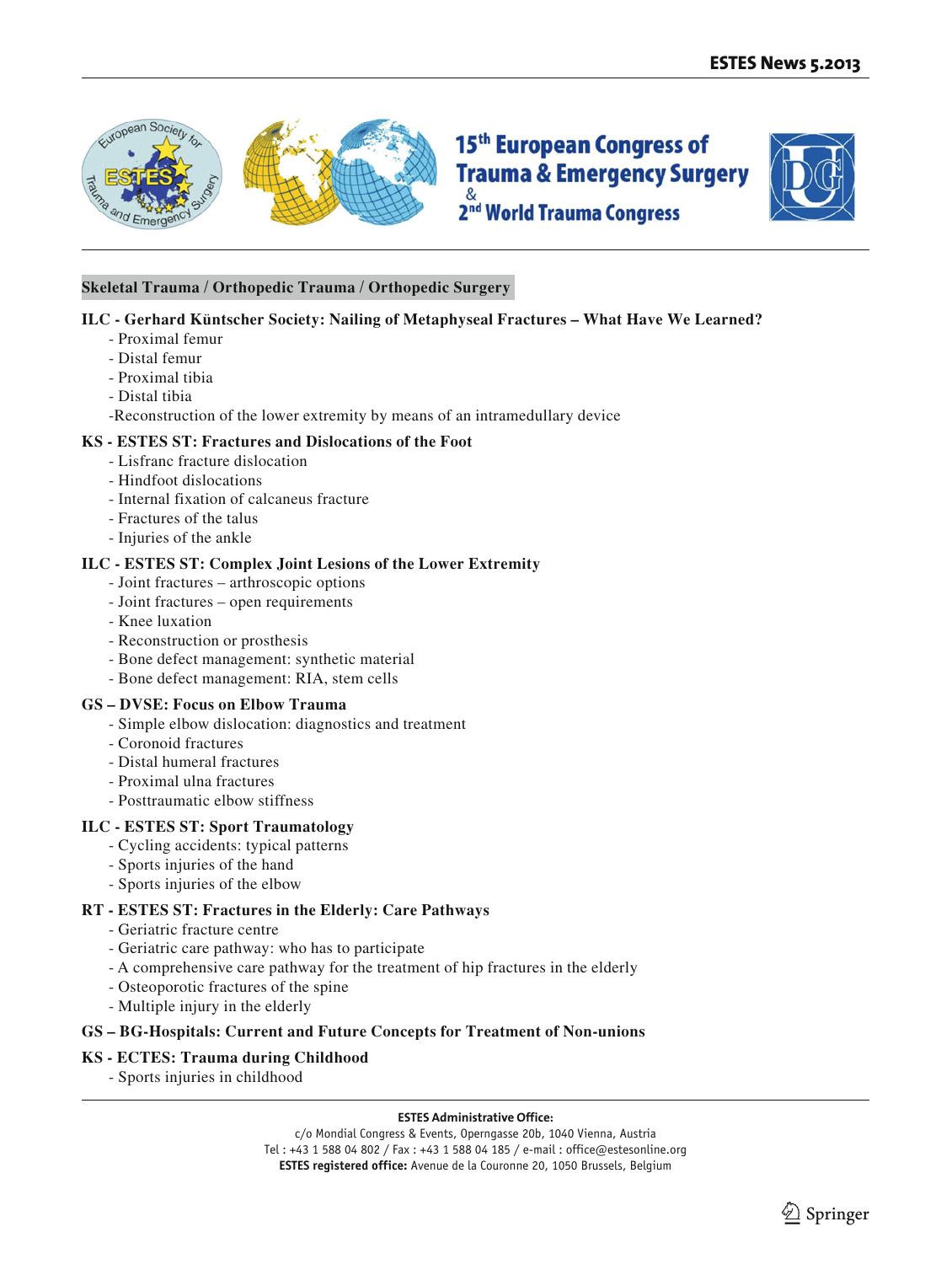## Skeletal Trauma / Orthopedic Trauma / Orthopedic Surgery

**ILC - Gerhard Küntscher Society: Nailing of Metaphyseal Fractures – What Have We Learned?**

- Proximal femur
- Distal femur
- Proximal tibia
- Distal tibia
- Reconstruction of the lower extremity by means of an intramedullary device

**KS - ESTES ST: Fractures and Dislocations of the Foot**

- Lisfranc fracture dislocation
- Hindfoot dislocations
- Internal fixation of calcaneus fracture
- Fractures of the talus
- Injuries of the ankle

**ILC - ESTES ST: Complex Joint Lesions of the Lower Extremity**

- Joint fractures – arthroscopic options
- Joint fractures – open requirements
- Knee luxation
- Reconstruction or prosthesis
- Bone defect management: synthetic material
- Bone defect management: RIA, stem cells

**GS – DVSE: Focus on Elbow Trauma**

- Simple elbow dislocation: diagnostics and treatment
- Coronoid fractures
- Distal humeral fractures
- Proximal ulna fractures
- Posttraumatic elbow stiffness

**ILC - ESTES ST: Sport Traumatology**

- Cycling accidents: typical patterns
- Sports injuries of the hand
- Sports injuries of the elbow

**RT - ESTES ST: Fractures in the Elderly: Care Pathways**

- Geriatric fracture centre
- Geriatric care pathway: who has to participate
- A comprehensive care pathway for the treatment of hip fractures in the elderly
- Osteoporotic fractures of the spine
- Multiple injury in the elderly

**GS – BG-Hospitals: Current and Future Concepts for Treatment of Non-unions**

**KS - ECTES: Trauma during Childhood**

- Sports injuries in childhood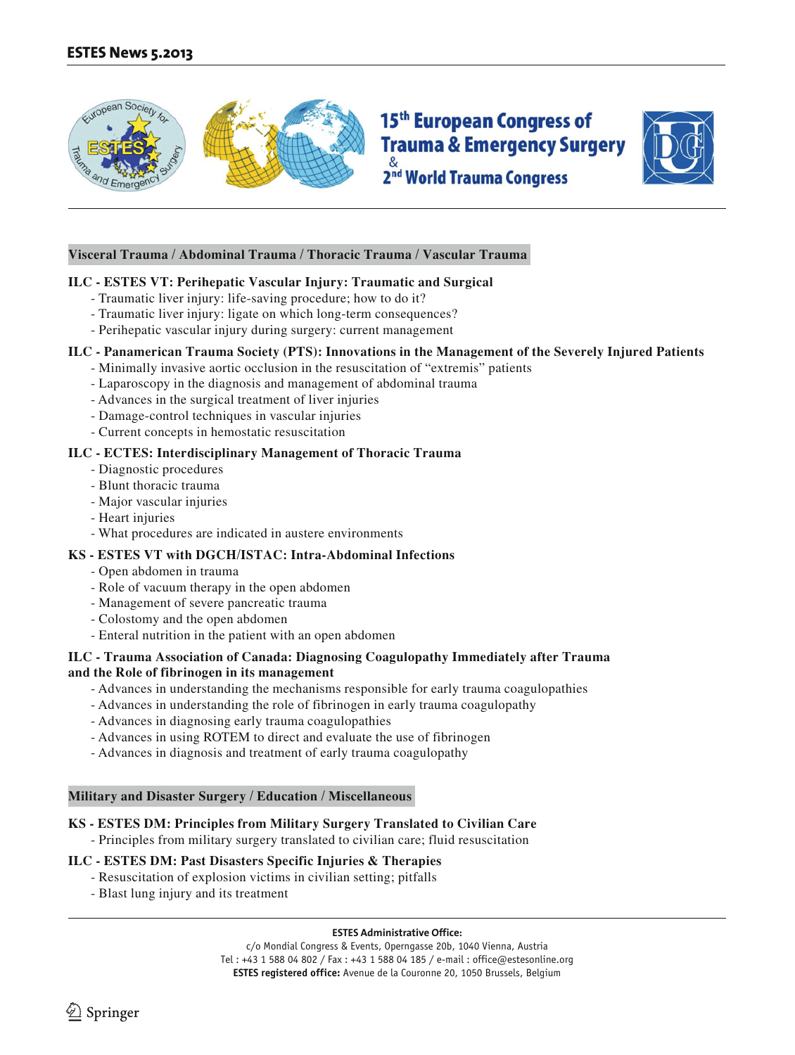15th European Congress of Trauma & Emergency Surgery & 2nd World Trauma Congress

## Visceral Trauma / Abdominal Trauma / Thoracic Trauma / Vascular Trauma

### ILC - ESTES VT: Perihepatic Vascular Injury: Traumatic and Surgical

- Traumatic liver injury: life-saving procedure; how to do it?
- Traumatic liver injury: ligate on which long-term consequences?
- Perihepatic vascular injury during surgery: current management

### ILC - Panamerican Trauma Society (PTS): Innovations in the Management of the Severely Injured Patients

- Minimally invasive aortic occlusion in the resuscitation of "extremis" patients
- Laparoscopy in the diagnosis and management of abdominal trauma
- Advances in the surgical treatment of liver injuries
- Damage-control techniques in vascular injuries
- Current concepts in hemostatic resuscitation

### ILC - ECTES: Interdisciplinary Management of Thoracic Trauma

- Diagnostic procedures
- Blunt thoracic trauma
- Major vascular injuries
- Heart injuries
- What procedures are indicated in austere environments

### KS - ESTES VT with DGCH/ISTAC: Intra-Abdominal Infections

- Open abdomen in trauma
- Role of vacuum therapy in the open abdomen
- Management of severe pancreatic trauma
- Colostomy and the open abdomen
- Enteral nutrition in the patient with an open abdomen

### ILC - Trauma Association of Canada: Diagnosing Coagulopathy Immediately after Trauma and the Role of fibrinogen in its management

- Advances in understanding the mechanisms responsible for early trauma coagulopathies
- Advances in understanding the role of fibrinogen in early trauma coagulopathy
- Advances in diagnosing early trauma coagulopathies
- Advances in using ROTEM to direct and evaluate the use of fibrinogen
- Advances in diagnosis and treatment of early trauma coagulopathy

## Military and Disaster Surgery / Education / Miscellaneous

### KS - ESTES DM: Principles from Military Surgery Translated to Civilian Care

- Principles from military surgery translated to civilian care; fluid resuscitation

### ILC - ESTES DM: Past Disasters Specific Injuries & Therapies

- Resuscitation of explosion victims in civilian setting; pitfalls
- Blast lung injury and its treatment

**ESTES Administrative Office:**
c/o Mondial Congress & Events, Operngasse 20b, 1040 Vienna, Austria
Tel : +43 1 588 04 802 / Fax : +43 1 588 04 185 / e-mail : office@estesonline.org
**ESTES registered office:** Avenue de la Couronne 20, 1050 Brussels, Belgium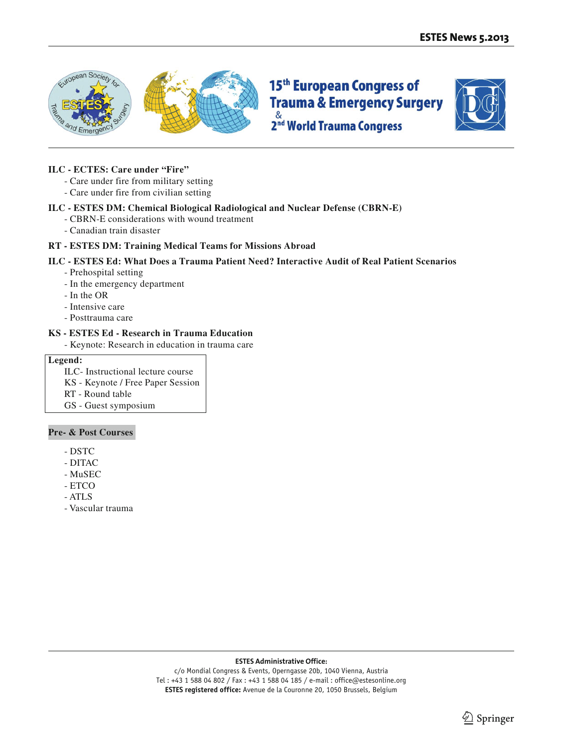**ILC - ECTES: Care under "Fire"**

- Care under fire from military setting
- Care under fire from civilian setting

**ILC - ESTES DM: Chemical Biological Radiological and Nuclear Defense (CBRN-E)**

- CBRN-E considerations with wound treatment
- Canadian train disaster

**RT - ESTES DM: Training Medical Teams for Missions Abroad**

**ILC - ESTES Ed: What Does a Trauma Patient Need? Interactive Audit of Real Patient Scenarios**

- Prehospital setting
- In the emergency department
- In the OR
- Intensive care
- Posttrauma care

**KS - ESTES Ed - Research in Trauma Education**

- Keynote: Research in education in trauma care

**Legend:**

ILC- Instructional lecture course
KS - Keynote / Free Paper Session
RT - Round table
GS - Guest symposium

**Pre- & Post Courses**

- DSTC
- DITAC
- MuSEC
- ETCO
- ATLS
- Vascular trauma

**ESTES Administrative Office:**
c/o Mondial Congress & Events, Operngasse 20b, 1040 Vienna, Austria
Tel : +43 1 588 04 802 / Fax : +43 1 588 04 185 / e-mail : office@estesonline.org
**ESTES registered office:** Avenue de la Couronne 20, 1050 Brussels, Belgium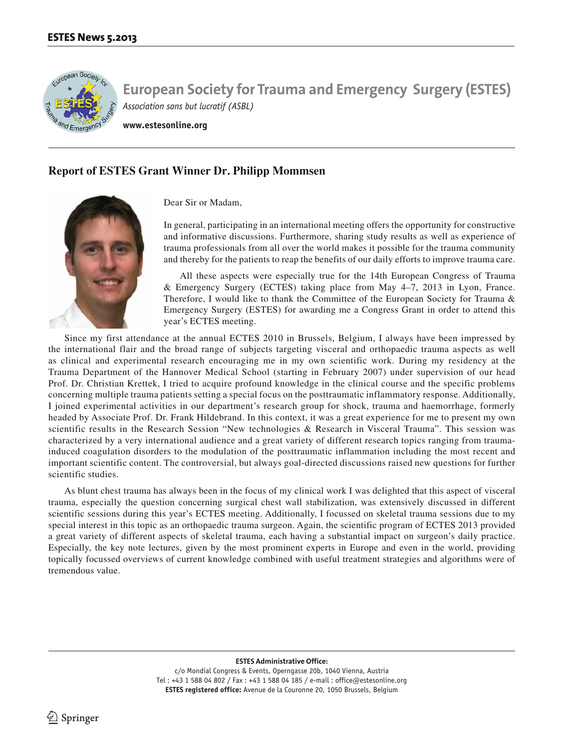# European Society for Trauma and Emergency Surgery (ESTES)

*Association sans but lucratif (ASBL)*

**www.estesonline.org**

## Report of ESTES Grant Winner Dr. Philipp Mommsen

Dear Sir or Madam,

In general, participating in an international meeting offers the opportunity for constructive and informative discussions. Furthermore, sharing study results as well as experience of trauma professionals from all over the world makes it possible for the trauma community and thereby for the patients to reap the benefits of our daily efforts to improve trauma care.

All these aspects were especially true for the 14th European Congress of Trauma & Emergency Surgery (ECTES) taking place from May 4–7, 2013 in Lyon, France. Therefore, I would like to thank the Committee of the European Society for Trauma & Emergency Surgery (ESTES) for awarding me a Congress Grant in order to attend this year's ECTES meeting.

Since my first attendance at the annual ECTES 2010 in Brussels, Belgium, I always have been impressed by the international flair and the broad range of subjects targeting visceral and orthopaedic trauma aspects as well as clinical and experimental research encouraging me in my own scientific work. During my residency at the Trauma Department of the Hannover Medical School (starting in February 2007) under supervision of our head Prof. Dr. Christian Krettek, I tried to acquire profound knowledge in the clinical course and the specific problems concerning multiple trauma patients setting a special focus on the posttraumatic inflammatory response. Additionally, I joined experimental activities in our department's research group for shock, trauma and haemorrhage, formerly headed by Associate Prof. Dr. Frank Hildebrand. In this context, it was a great experience for me to present my own scientific results in the Research Session "New technologies & Research in Visceral Trauma". This session was characterized by a very international audience and a great variety of different research topics ranging from trauma-induced coagulation disorders to the modulation of the posttraumatic inflammation including the most recent and important scientific content. The controversial, but always goal-directed discussions raised new questions for further scientific studies.

As blunt chest trauma has always been in the focus of my clinical work I was delighted that this aspect of visceral trauma, especially the question concerning surgical chest wall stabilization, was extensively discussed in different scientific sessions during this year's ECTES meeting. Additionally, I focussed on skeletal trauma sessions due to my special interest in this topic as an orthopaedic trauma surgeon. Again, the scientific program of ECTES 2013 provided a great variety of different aspects of skeletal trauma, each having a substantial impact on surgeon's daily practice. Especially, the key note lectures, given by the most prominent experts in Europe and even in the world, providing topically focussed overviews of current knowledge combined with useful treatment strategies and algorithms were of tremendous value.

**ESTES Administrative Office:**
c/o Mondial Congress & Events, Operngasse 20b, 1040 Vienna, Austria
Tel : +43 1 588 04 802 / Fax : +43 1 588 04 185 / e-mail : office@estesonline.org
**ESTES registered office:** Avenue de la Couronne 20, 1050 Brussels, Belgium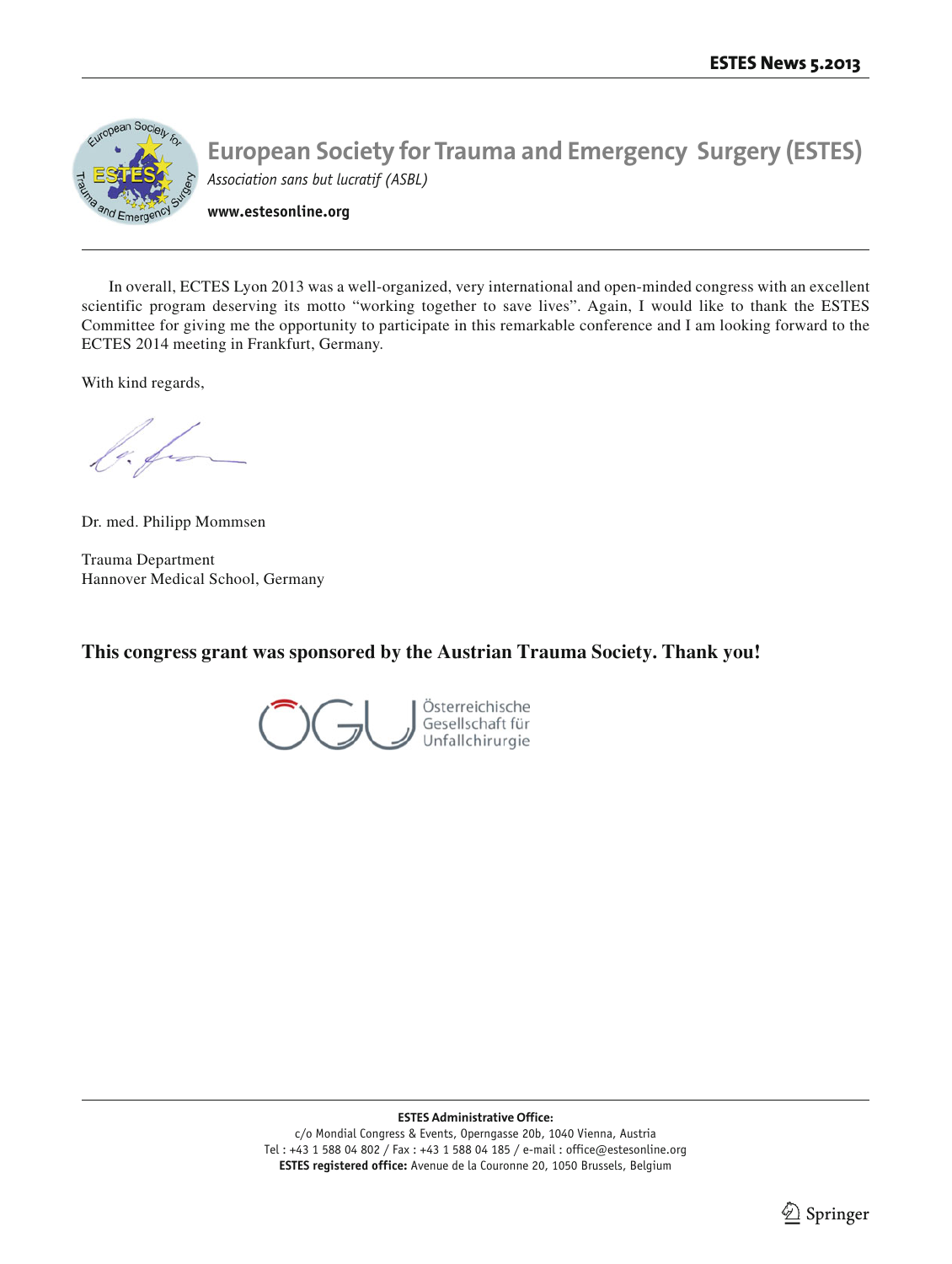# European Society for Trauma and Emergency Surgery (ESTES)

*Association sans but lucratif (ASBL)*

**www.estesonline.org**

In overall, ECTES Lyon 2013 was a well-organized, very international and open-minded congress with an excellent scientific program deserving its motto "working together to save lives". Again, I would like to thank the ESTES Committee for giving me the opportunity to participate in this remarkable conference and I am looking forward to the ECTES 2014 meeting in Frankfurt, Germany.

With kind regards,

Dr. med. Philipp Mommsen

Trauma Department
Hannover Medical School, Germany

**This congress grant was sponsored by the Austrian Trauma Society. Thank you!**

ÖGU Österreichische Gesellschaft für Unfallchirurgie

**ESTES Administrative Office:**
c/o Mondial Congress & Events, Operngasse 20b, 1040 Vienna, Austria
Tel : +43 1 588 04 802 / Fax : +43 1 588 04 185 / e-mail : office@estesonline.org
**ESTES registered office:** Avenue de la Couronne 20, 1050 Brussels, Belgium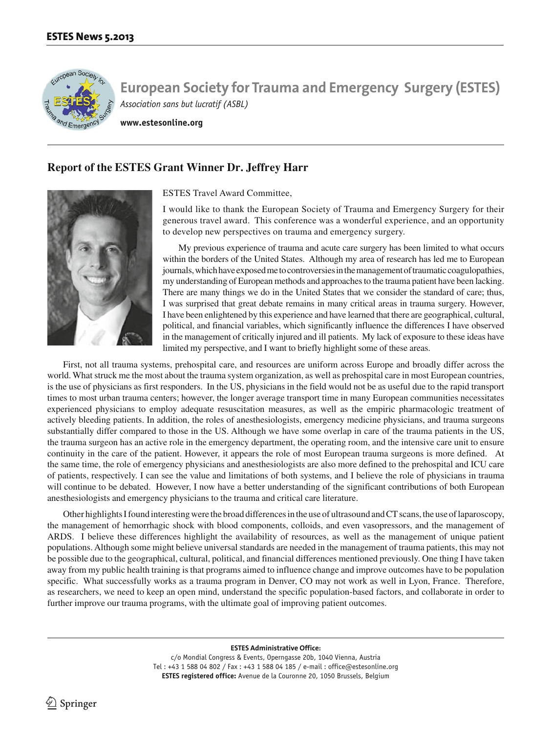# European Society for Trauma and Emergency Surgery (ESTES)

*Association sans but lucratif (ASBL)*

**www.estesonline.org**

## Report of the ESTES Grant Winner Dr. Jeffrey Harr

ESTES Travel Award Committee,

I would like to thank the European Society of Trauma and Emergency Surgery for their generous travel award. This conference was a wonderful experience, and an opportunity to develop new perspectives on trauma and emergency surgery.

My previous experience of trauma and acute care surgery has been limited to what occurs within the borders of the United States. Although my area of research has led me to European journals, which have exposed me to controversies in the management of traumatic coagulopathies, my understanding of European methods and approaches to the trauma patient have been lacking. There are many things we do in the United States that we consider the standard of care; thus, I was surprised that great debate remains in many critical areas in trauma surgery. However, I have been enlightened by this experience and have learned that there are geographical, cultural, political, and financial variables, which significantly influence the differences I have observed in the management of critically injured and ill patients. My lack of exposure to these ideas have limited my perspective, and I want to briefly highlight some of these areas.

First, not all trauma systems, prehospital care, and resources are uniform across Europe and broadly differ across the world. What struck me the most about the trauma system organization, as well as prehospital care in most European countries, is the use of physicians as first responders. In the US, physicians in the field would not be as useful due to the rapid transport times to most urban trauma centers; however, the longer average transport time in many European communities necessitates experienced physicians to employ adequate resuscitation measures, as well as the empiric pharmacologic treatment of actively bleeding patients. In addition, the roles of anesthesiologists, emergency medicine physicians, and trauma surgeons substantially differ compared to those in the US. Although we have some overlap in care of the trauma patients in the US, the trauma surgeon has an active role in the emergency department, the operating room, and the intensive care unit to ensure continuity in the care of the patient. However, it appears the role of most European trauma surgeons is more defined. At the same time, the role of emergency physicians and anesthesiologists are also more defined to the prehospital and ICU care of patients, respectively. I can see the value and limitations of both systems, and I believe the role of physicians in trauma will continue to be debated. However, I now have a better understanding of the significant contributions of both European anesthesiologists and emergency physicians to the trauma and critical care literature.

Other highlights I found interesting were the broad differences in the use of ultrasound and CT scans, the use of laparoscopy, the management of hemorrhagic shock with blood components, colloids, and even vasopressors, and the management of ARDS. I believe these differences highlight the availability of resources, as well as the management of unique patient populations. Although some might believe universal standards are needed in the management of trauma patients, this may not be possible due to the geographical, cultural, political, and financial differences mentioned previously. One thing I have taken away from my public health training is that programs aimed to influence change and improve outcomes have to be population specific. What successfully works as a trauma program in Denver, CO may not work as well in Lyon, France. Therefore, as researchers, we need to keep an open mind, understand the specific population-based factors, and collaborate in order to further improve our trauma programs, with the ultimate goal of improving patient outcomes.

**ESTES Administrative Office:**
c/o Mondial Congress & Events, Operngasse 20b, 1040 Vienna, Austria
Tel : +43 1 588 04 802 / Fax : +43 1 588 04 185 / e-mail : office@estesonline.org
**ESTES registered office:** Avenue de la Couronne 20, 1050 Brussels, Belgium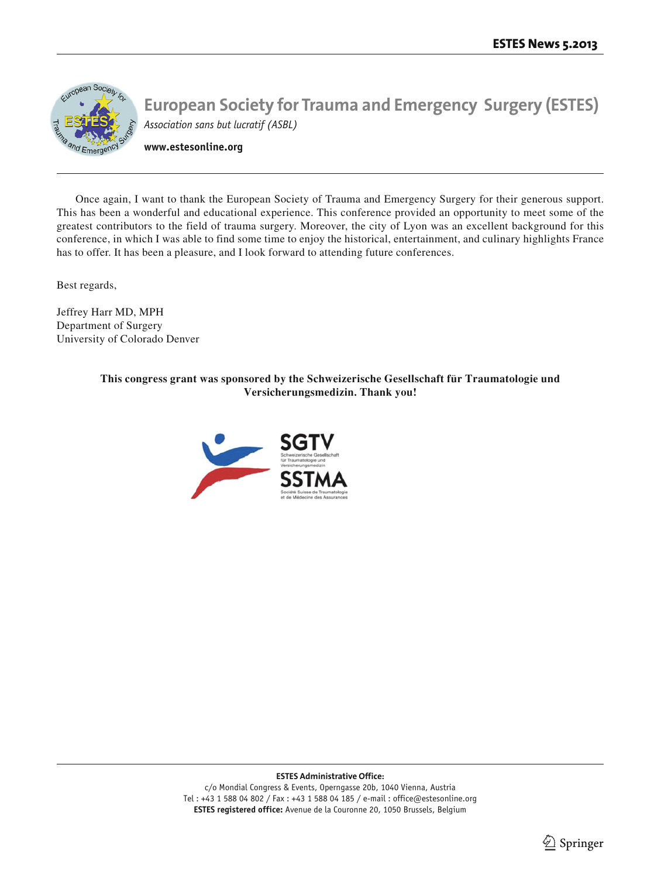Once again, I want to thank the European Society of Trauma and Emergency Surgery for their generous support. This has been a wonderful and educational experience. This conference provided an opportunity to meet some of the greatest contributors to the field of trauma surgery. Moreover, the city of Lyon was an excellent background for this conference, in which I was able to find some time to enjoy the historical, entertainment, and culinary highlights France has to offer. It has been a pleasure, and I look forward to attending future conferences.

Best regards,

Jeffrey Harr MD, MPH
Department of Surgery
University of Colorado Denver

**This congress grant was sponsored by the Schweizerische Gesellschaft für Traumatologie und Versicherungsmedizin. Thank you!**

SGTV
Schweizerische Gesellschaft für Traumatologie und Versicherungsmedizin
SSTMA
Société Suisse de Traumatologie et de Médecine des Assurances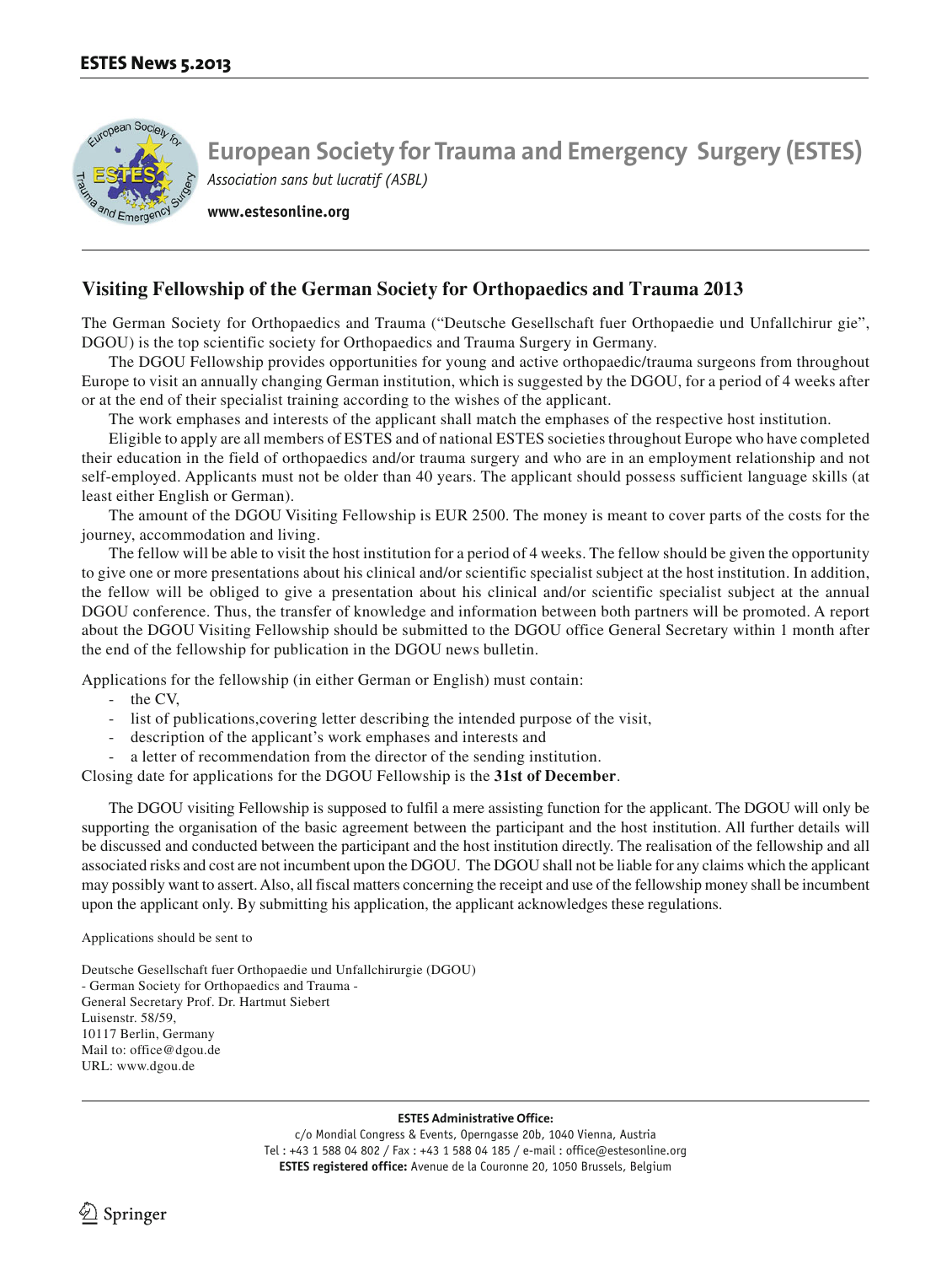# European Society for Trauma and Emergency Surgery (ESTES)

*Association sans but lucratif (ASBL)*

**www.estesonline.org**

## Visiting Fellowship of the German Society for Orthopaedics and Trauma 2013

The German Society for Orthopaedics and Trauma ("Deutsche Gesellschaft fuer Orthopaedie und Unfallchirur gie", DGOU) is the top scientific society for Orthopaedics and Trauma Surgery in Germany.

The DGOU Fellowship provides opportunities for young and active orthopaedic/trauma surgeons from throughout Europe to visit an annually changing German institution, which is suggested by the DGOU, for a period of 4 weeks after or at the end of their specialist training according to the wishes of the applicant.

The work emphases and interests of the applicant shall match the emphases of the respective host institution.

Eligible to apply are all members of ESTES and of national ESTES societies throughout Europe who have completed their education in the field of orthopaedics and/or trauma surgery and who are in an employment relationship and not self-employed. Applicants must not be older than 40 years. The applicant should possess sufficient language skills (at least either English or German).

The amount of the DGOU Visiting Fellowship is EUR 2500. The money is meant to cover parts of the costs for the journey, accommodation and living.

The fellow will be able to visit the host institution for a period of 4 weeks. The fellow should be given the opportunity to give one or more presentations about his clinical and/or scientific specialist subject at the host institution. In addition, the fellow will be obliged to give a presentation about his clinical and/or scientific specialist subject at the annual DGOU conference. Thus, the transfer of knowledge and information between both partners will be promoted. A report about the DGOU Visiting Fellowship should be submitted to the DGOU office General Secretary within 1 month after the end of the fellowship for publication in the DGOU news bulletin.

Applications for the fellowship (in either German or English) must contain:

- the CV,
- list of publications,covering letter describing the intended purpose of the visit,
- description of the applicant's work emphases and interests and
- a letter of recommendation from the director of the sending institution.

Closing date for applications for the DGOU Fellowship is the **31st of December**.

The DGOU visiting Fellowship is supposed to fulfil a mere assisting function for the applicant. The DGOU will only be supporting the organisation of the basic agreement between the participant and the host institution. All further details will be discussed and conducted between the participant and the host institution directly. The realisation of the fellowship and all associated risks and cost are not incumbent upon the DGOU. The DGOU shall not be liable for any claims which the applicant may possibly want to assert. Also, all fiscal matters concerning the receipt and use of the fellowship money shall be incumbent upon the applicant only. By submitting his application, the applicant acknowledges these regulations.

Applications should be sent to

Deutsche Gesellschaft fuer Orthopaedie und Unfallchirurgie (DGOU)
- German Society for Orthopaedics and Trauma -
General Secretary Prof. Dr. Hartmut Siebert
Luisenstr. 58/59,
10117 Berlin, Germany
Mail to: office@dgou.de
URL: www.dgou.de

**ESTES Administrative Office:**
c/o Mondial Congress & Events, Operngasse 20b, 1040 Vienna, Austria
Tel : +43 1 588 04 802 / Fax : +43 1 588 04 185 / e-mail : office@estesonline.org
**ESTES registered office:** Avenue de la Couronne 20, 1050 Brussels, Belgium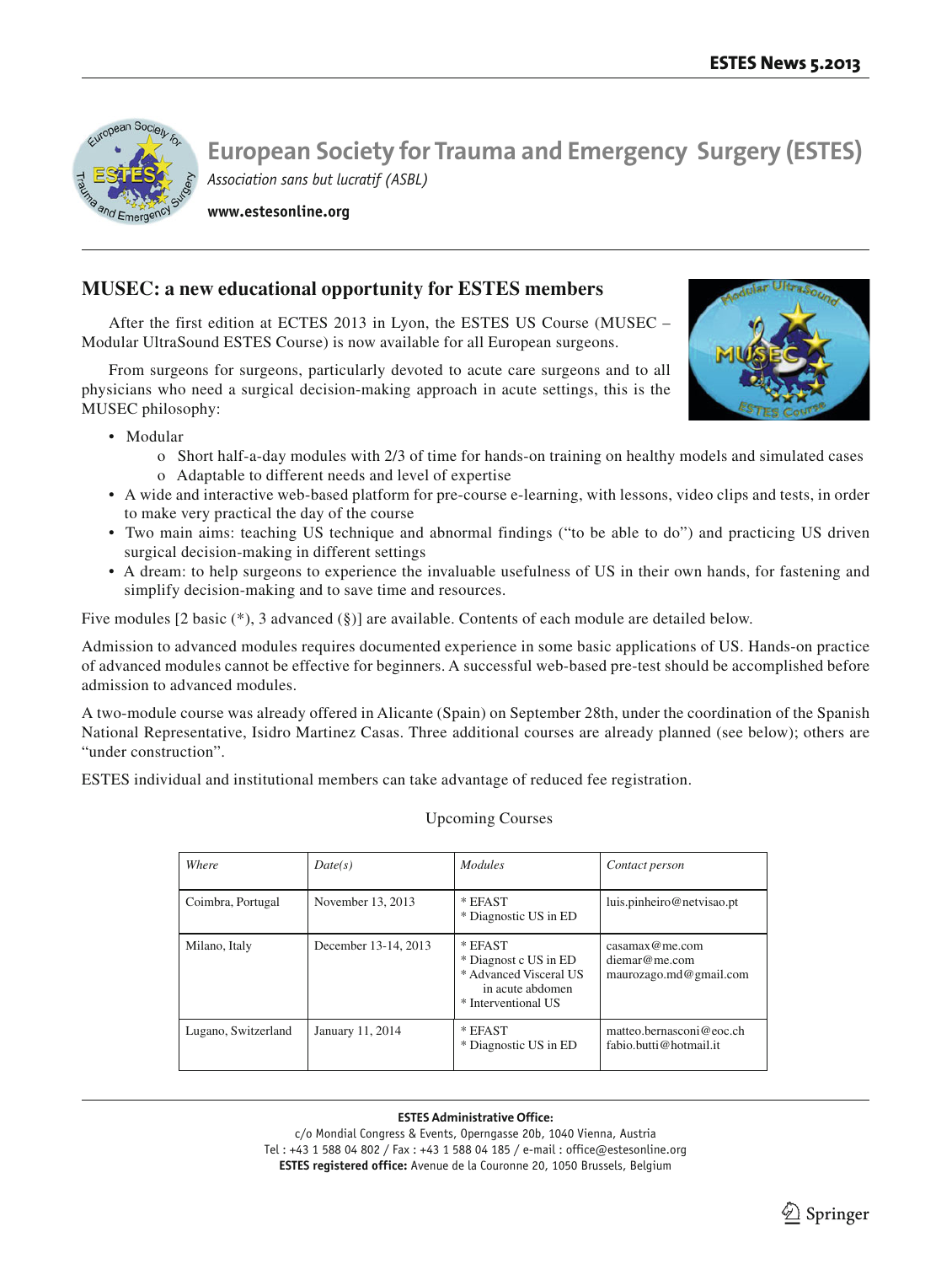# European Society for Trauma and Emergency Surgery (ESTES)

*Association sans but lucratif (ASBL)*

**www.estesonline.org**

## MUSEC: a new educational opportunity for ESTES members

After the first edition at ECTES 2013 in Lyon, the ESTES US Course (MUSEC – Modular UltraSound ESTES Course) is now available for all European surgeons.

From surgeons for surgeons, particularly devoted to acute care surgeons and to all physicians who need a surgical decision-making approach in acute settings, this is the MUSEC philosophy:

- Modular
  - Short half-a-day modules with 2/3 of time for hands-on training on healthy models and simulated cases
  - Adaptable to different needs and level of expertise
- A wide and interactive web-based platform for pre-course e-learning, with lessons, video clips and tests, in order to make very practical the day of the course
- Two main aims: teaching US technique and abnormal findings ("to be able to do") and practicing US driven surgical decision-making in different settings
- A dream: to help surgeons to experience the invaluable usefulness of US in their own hands, for fastening and simplify decision-making and to save time and resources.

Five modules [2 basic (*), 3 advanced (§)] are available. Contents of each module are detailed below.

Admission to advanced modules requires documented experience in some basic applications of US. Hands-on practice of advanced modules cannot be effective for beginners. A successful web-based pre-test should be accomplished before admission to advanced modules.

A two-module course was already offered in Alicante (Spain) on September 28th, under the coordination of the Spanish National Representative, Isidro Martinez Casas. Three additional courses are already planned (see below); others are "under construction".

ESTES individual and institutional members can take advantage of reduced fee registration.

Upcoming Courses

| *Where* | *Date(s)* | *Modules* | *Contact person* |
|---|---|---|---|
| Coimbra, Portugal | November 13, 2013 | * EFAST<br>* Diagnostic US in ED | luis.pinheiro@netvisao.pt |
| Milano, Italy | December 13-14, 2013 | * EFAST<br>* Diagnost c US in ED<br>* Advanced Visceral US in acute abdomen<br>* Interventional US | casamax@me.com<br>diemar@me.com<br>maurozago.md@gmail.com |
| Lugano, Switzerland | January 11, 2014 | * EFAST<br>* Diagnostic US in ED | matteo.bernasconi@eoc.ch<br>fabio.butti@hotmail.it |

**ESTES Administrative Office:**
c/o Mondial Congress & Events, Operngasse 20b, 1040 Vienna, Austria
Tel : +43 1 588 04 802 / Fax : +43 1 588 04 185 / e-mail : office@estesonline.org
**ESTES registered office:** Avenue de la Couronne 20, 1050 Brussels, Belgium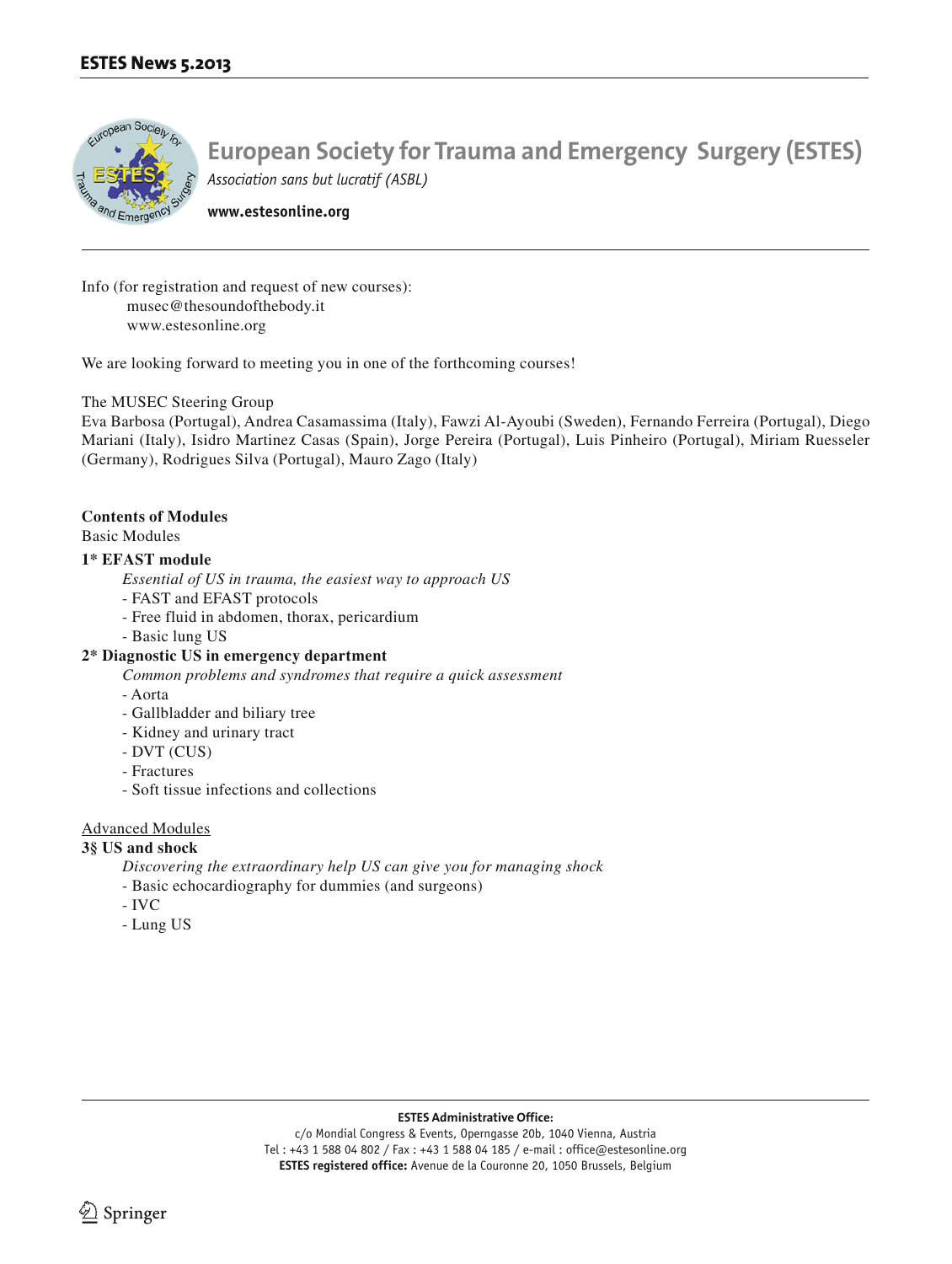# European Society for Trauma and Emergency Surgery (ESTES)

*Association sans but lucratif (ASBL)*

**www.estesonline.org**

Info (for registration and request of new courses):
musec@thesoundofthebody.it
www.estesonline.org

We are looking forward to meeting you in one of the forthcoming courses!

The MUSEC Steering Group
Eva Barbosa (Portugal), Andrea Casamassima (Italy), Fawzi Al-Ayoubi (Sweden), Fernando Ferreira (Portugal), Diego Mariani (Italy), Isidro Martinez Casas (Spain), Jorge Pereira (Portugal), Luis Pinheiro (Portugal), Miriam Ruesseler (Germany), Rodrigues Silva (Portugal), Mauro Zago (Italy)

**Contents of Modules**

Basic Modules

**1* EFAST module**

*Essential of US in trauma, the easiest way to approach US*
- FAST and EFAST protocols
- Free fluid in abdomen, thorax, pericardium
- Basic lung US

**2* Diagnostic US in emergency department**

*Common problems and syndromes that require a quick assessment*
- Aorta
- Gallbladder and biliary tree
- Kidney and urinary tract
- DVT (CUS)
- Fractures
- Soft tissue infections and collections

Advanced Modules

**3§ US and shock**

*Discovering the extraordinary help US can give you for managing shock*
- Basic echocardiography for dummies (and surgeons)
- IVC
- Lung US

**ESTES Administrative Office:**
c/o Mondial Congress & Events, Operngasse 20b, 1040 Vienna, Austria
Tel : +43 1 588 04 802 / Fax : +43 1 588 04 185 / e-mail : office@estesonline.org
**ESTES registered office:** Avenue de la Couronne 20, 1050 Brussels, Belgium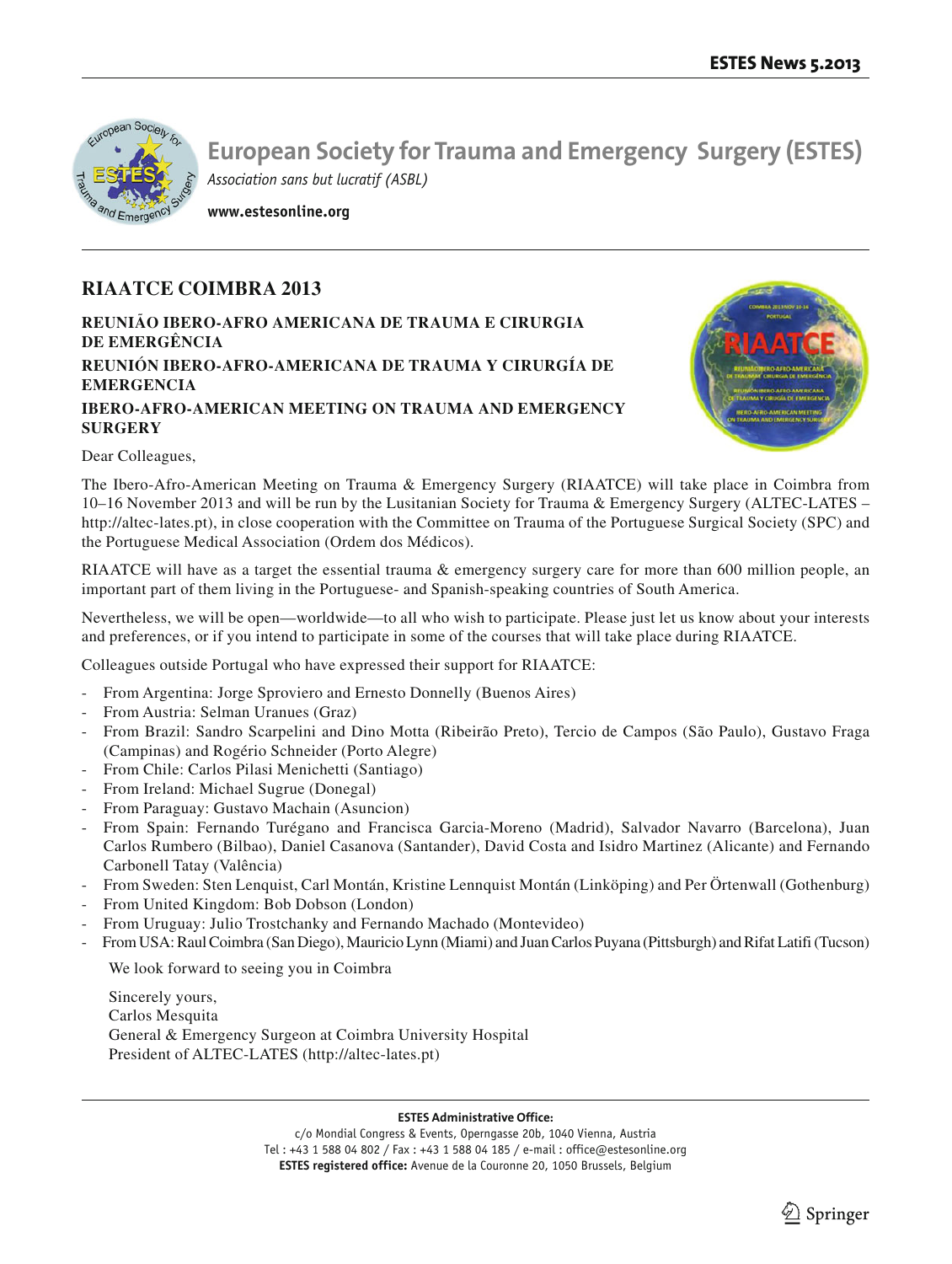# European Society for Trauma and Emergency Surgery (ESTES)

*Association sans but lucratif (ASBL)*

**www.estesonline.org**

## RIAATCE COIMBRA 2013

**REUNIÃO IBERO-AFRO AMERICANA DE TRAUMA E CIRURGIA DE EMERGÊNCIA**

**REUNIÓN IBERO-AFRO-AMERICANA DE TRAUMA Y CIRURGÍA DE EMERGENCIA**

**IBERO-AFRO-AMERICAN MEETING ON TRAUMA AND EMERGENCY SURGERY**

Dear Colleagues,

The Ibero-Afro-American Meeting on Trauma & Emergency Surgery (RIAATCE) will take place in Coimbra from 10–16 November 2013 and will be run by the Lusitanian Society for Trauma & Emergency Surgery (ALTEC-LATES – http://altec-lates.pt), in close cooperation with the Committee on Trauma of the Portuguese Surgical Society (SPC) and the Portuguese Medical Association (Ordem dos Médicos).

RIAATCE will have as a target the essential trauma & emergency surgery care for more than 600 million people, an important part of them living in the Portuguese- and Spanish-speaking countries of South America.

Nevertheless, we will be open—worldwide—to all who wish to participate. Please just let us know about your interests and preferences, or if you intend to participate in some of the courses that will take place during RIAATCE.

Colleagues outside Portugal who have expressed their support for RIAATCE:

- From Argentina: Jorge Sproviero and Ernesto Donnelly (Buenos Aires)
- From Austria: Selman Uranues (Graz)
- From Brazil: Sandro Scarpelini and Dino Motta (Ribeirão Preto), Tercio de Campos (São Paulo), Gustavo Fraga (Campinas) and Rogério Schneider (Porto Alegre)
- From Chile: Carlos Pilasi Menichetti (Santiago)
- From Ireland: Michael Sugrue (Donegal)
- From Paraguay: Gustavo Machain (Asuncion)
- From Spain: Fernando Turégano and Francisca Garcia-Moreno (Madrid), Salvador Navarro (Barcelona), Juan Carlos Rumbero (Bilbao), Daniel Casanova (Santander), David Costa and Isidro Martinez (Alicante) and Fernando Carbonell Tatay (Valência)
- From Sweden: Sten Lenquist, Carl Montán, Kristine Lennquist Montán (Linköping) and Per Örtenwall (Gothenburg)
- From United Kingdom: Bob Dobson (London)
- From Uruguay: Julio Trostchanky and Fernando Machado (Montevideo)
- From USA: Raul Coimbra (San Diego), Mauricio Lynn (Miami) and Juan Carlos Puyana (Pittsburgh) and Rifat Latifi (Tucson)

We look forward to seeing you in Coimbra

Sincerely yours,
Carlos Mesquita
General & Emergency Surgeon at Coimbra University Hospital
President of ALTEC-LATES (http://altec-lates.pt)

**ESTES Administrative Office:**
c/o Mondial Congress & Events, Operngasse 20b, 1040 Vienna, Austria
Tel : +43 1 588 04 802 / Fax : +43 1 588 04 185 / e-mail : office@estesonline.org
**ESTES registered office:** Avenue de la Couronne 20, 1050 Brussels, Belgium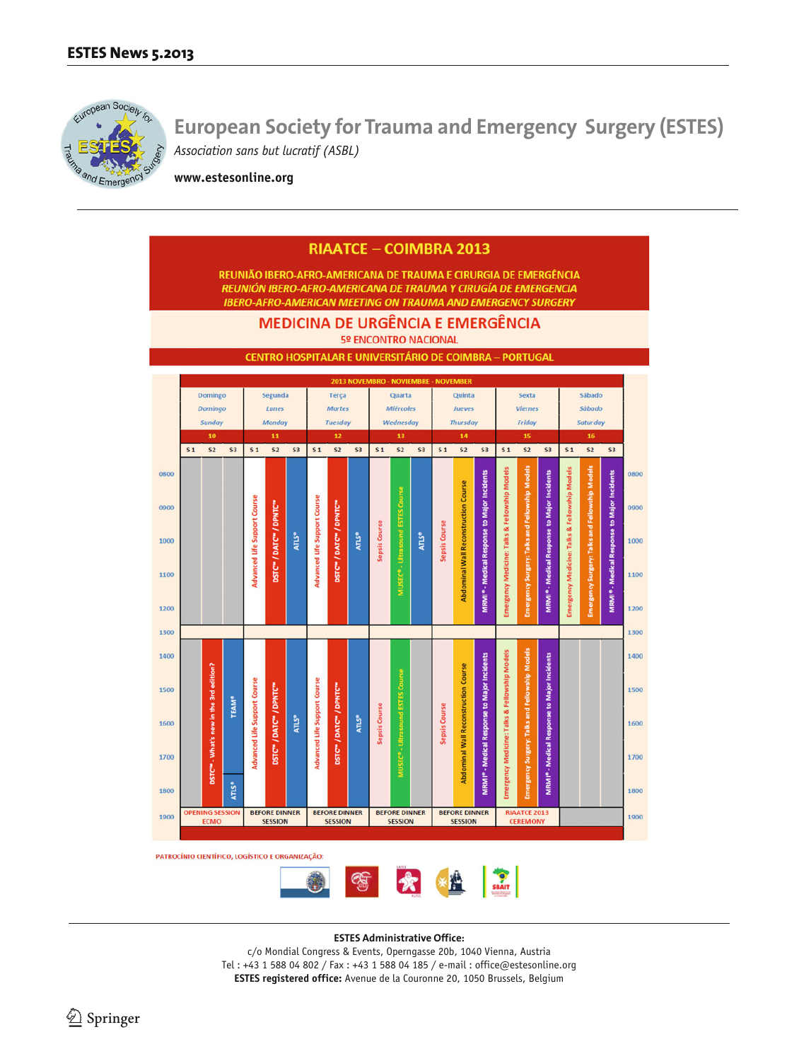# European Society for Trauma and Emergency Surgery (ESTES)

*Association sans but lucratif (ASBL)*

**www.estesonline.org**

## RIAATCE – COIMBRA 2013

REUNIÃO IBERO-AFRO-AMERICANA DE TRAUMA E CIRURGIA DE EMERGÊNCIA

*REUNIÓN IBERO-AFRO-AMERICANA DE TRAUMA Y CIRUGÍA DE EMERGENCIA*

*IBERO-AFRO-AMERICAN MEETING ON TRAUMA AND EMERGENCY SURGERY*

### MEDICINA DE URGÊNCIA E EMERGÊNCIA

5º ENCONTRO NACIONAL

**CENTRO HOSPITALAR E UNIVERSITÁRIO DE COIMBRA – PORTUGAL**

**2013 NOVEMBRO - NOVIEMBRE - NOVEMBER**

| | Domingo / Domingo / Sunday 10 | Segunda / Lunes / Monday 11 | Terça / Martes / Tuesday 12 | Quarta / Miércoles / Wednesday 13 | Quinta / Jueves / Thursday 14 | Sexta / Viernes / Friday 15 | Sábado / Sábado / Saturday 16 |
|---|---|---|---|---|---|---|---|
| 0800–1200 S1 | | Advanced Life Support Course | Advanced Life Support Course | Sepsis Course | Sepsis Course | Emergency Medicine: Talks & Fellowship Models | Emergency Medicine: Talks & Fellowship Models |
| 0800–1200 S2 | | DSTC™ / DATC™ / DPNTC™ | DSTC™ / DATC™ / DPNTC™ | MUSEC® - Ultrasound ESTES Course | Abdominal Wall Reconstruction Course | Emergency Surgery: Talks and Fellowship Models | Emergency Surgery: Talks and Fellowship Models |
| 0800–1200 S3 | | ATLS® | ATLS® | ATLS® | MRMI® - Medical Response to Major Incidents | MRMI® - Medical Response to Major Incidents | MRMI® - Medical Response to Major Incidents |
| 1300 | | | | | | | |
| 1400–1800 S1 | | Advanced Life Support Course | Advanced Life Support Course | Sepsis Course | Sepsis Course | Emergency Medicine: Talks & Fellowship Models | |
| 1400–1800 S2 | DSTC™ - What's new in the 3rd edition? | DSTC™ / DATC™ / DPNTC™ | DSTC™ / DATC™ / DPNTC™ | MUSEC® - Ultrasound ESTES Course | Abdominal Wall Reconstruction Course | Emergency Surgery: Talks and Fellowship Models | |
| 1400–1800 S3 | TEAM® / ATLS® | ATLS® | ATLS® | | MRMI® - Medical Response to Major Incidents | MRMI® - Medical Response to Major Incidents | |
| 1900 | OPENING SESSION ECMO | BEFORE DINNER SESSION | BEFORE DINNER SESSION | BEFORE DINNER SESSION | BEFORE DINNER SESSION | RIAATCE 2013 CEREMONY | |

PATROCÍNIO CIENTÍFICO, LOGÍSTICO E ORGANIZAÇÃO:

**ESTES Administrative Office:**
c/o Mondial Congress & Events, Operngasse 20b, 1040 Vienna, Austria
Tel : +43 1 588 04 802 / Fax : +43 1 588 04 185 / e-mail : office@estesonline.org
**ESTES registered office:** Avenue de la Couronne 20, 1050 Brussels, Belgium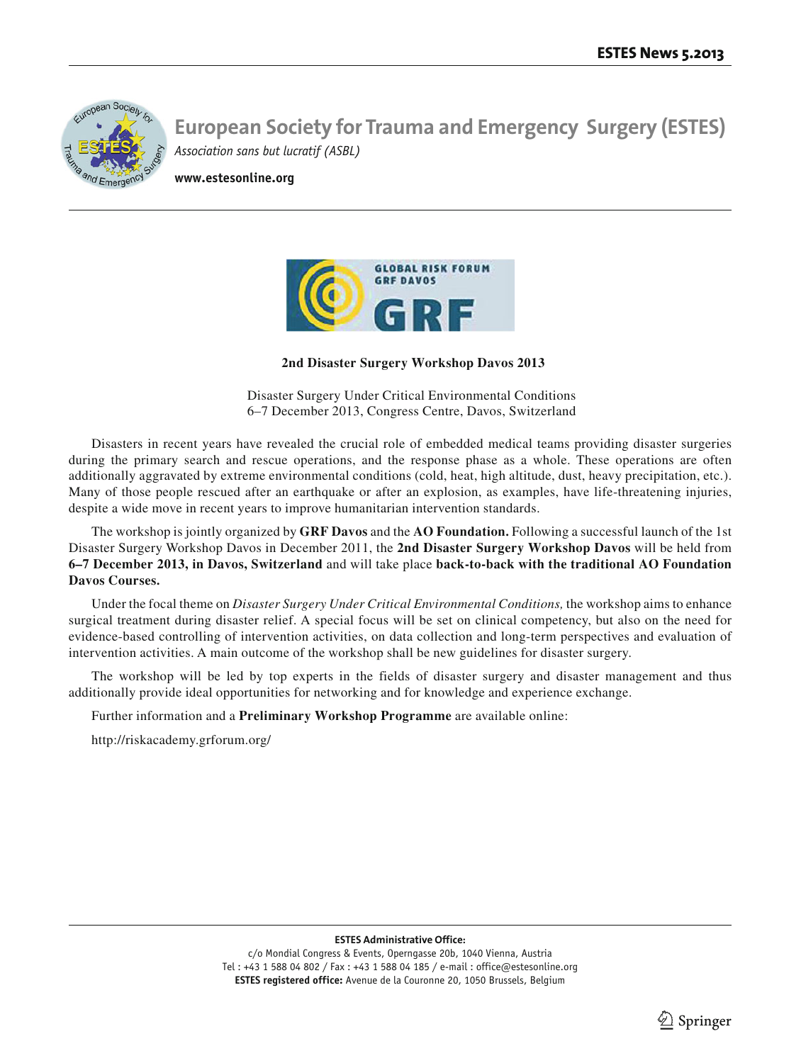# European Society for Trauma and Emergency Surgery (ESTES)

*Association sans but lucratif (ASBL)*

**www.estesonline.org**

GLOBAL RISK FORUM
GRF DAVOS
GRF

**2nd Disaster Surgery Workshop Davos 2013**

Disaster Surgery Under Critical Environmental Conditions
6–7 December 2013, Congress Centre, Davos, Switzerland

Disasters in recent years have revealed the crucial role of embedded medical teams providing disaster surgeries during the primary search and rescue operations, and the response phase as a whole. These operations are often additionally aggravated by extreme environmental conditions (cold, heat, high altitude, dust, heavy precipitation, etc.). Many of those people rescued after an earthquake or after an explosion, as examples, have life-threatening injuries, despite a wide move in recent years to improve humanitarian intervention standards.

The workshop is jointly organized by **GRF Davos** and the **AO Foundation.** Following a successful launch of the 1st Disaster Surgery Workshop Davos in December 2011, the **2nd Disaster Surgery Workshop Davos** will be held from **6–7 December 2013, in Davos, Switzerland** and will take place **back-to-back with the traditional AO Foundation Davos Courses.**

Under the focal theme on *Disaster Surgery Under Critical Environmental Conditions,* the workshop aims to enhance surgical treatment during disaster relief. A special focus will be set on clinical competency, but also on the need for evidence-based controlling of intervention activities, on data collection and long-term perspectives and evaluation of intervention activities. A main outcome of the workshop shall be new guidelines for disaster surgery.

The workshop will be led by top experts in the fields of disaster surgery and disaster management and thus additionally provide ideal opportunities for networking and for knowledge and experience exchange.

Further information and a **Preliminary Workshop Programme** are available online:

http://riskacademy.grforum.org/

**ESTES Administrative Office:**
c/o Mondial Congress & Events, Operngasse 20b, 1040 Vienna, Austria
Tel : +43 1 588 04 802 / Fax : +43 1 588 04 185 / e-mail : office@estesonline.org
**ESTES registered office:** Avenue de la Couronne 20, 1050 Brussels, Belgium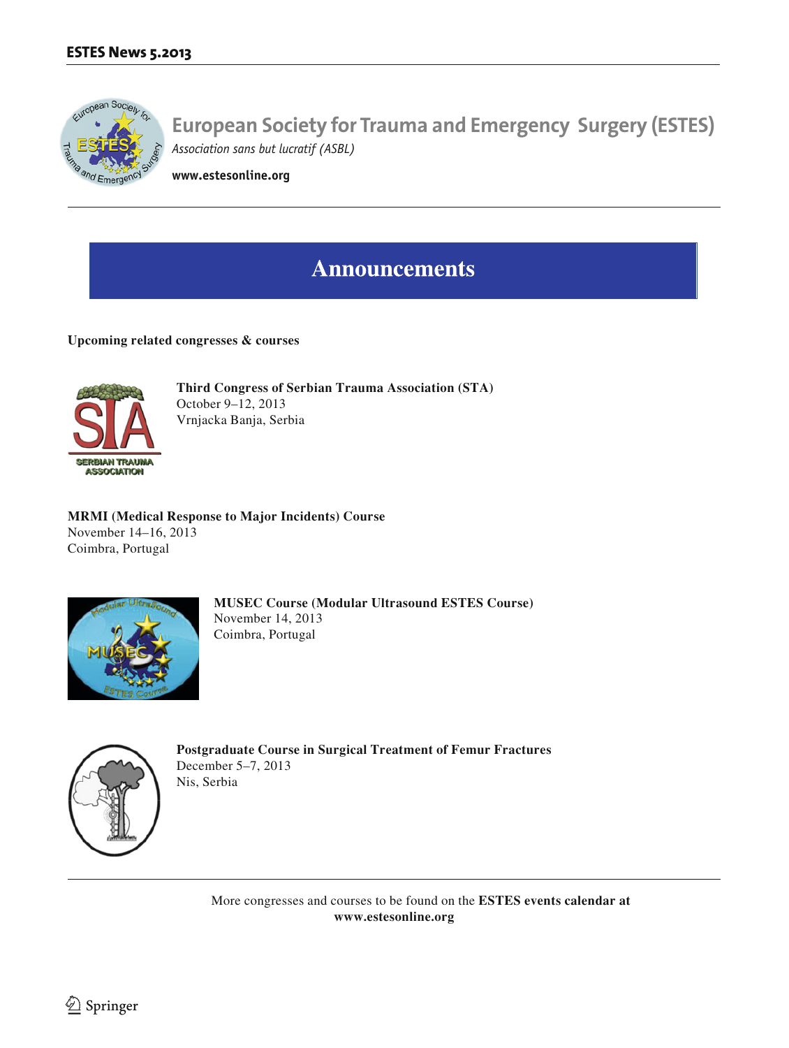# European Society for Trauma and Emergency Surgery (ESTES)

*Association sans but lucratif (ASBL)*

**www.estesonline.org**

## Announcements

**Upcoming related congresses & courses**

**Third Congress of Serbian Trauma Association (STA)**
October 9–12, 2013
Vrnjacka Banja, Serbia

**MRMI (Medical Response to Major Incidents) Course**
November 14–16, 2013
Coimbra, Portugal

**MUSEC Course (Modular Ultrasound ESTES Course)**
November 14, 2013
Coimbra, Portugal

**Postgraduate Course in Surgical Treatment of Femur Fractures**
December 5–7, 2013
Nis, Serbia

More congresses and courses to be found on the **ESTES events calendar at www.estesonline.org**